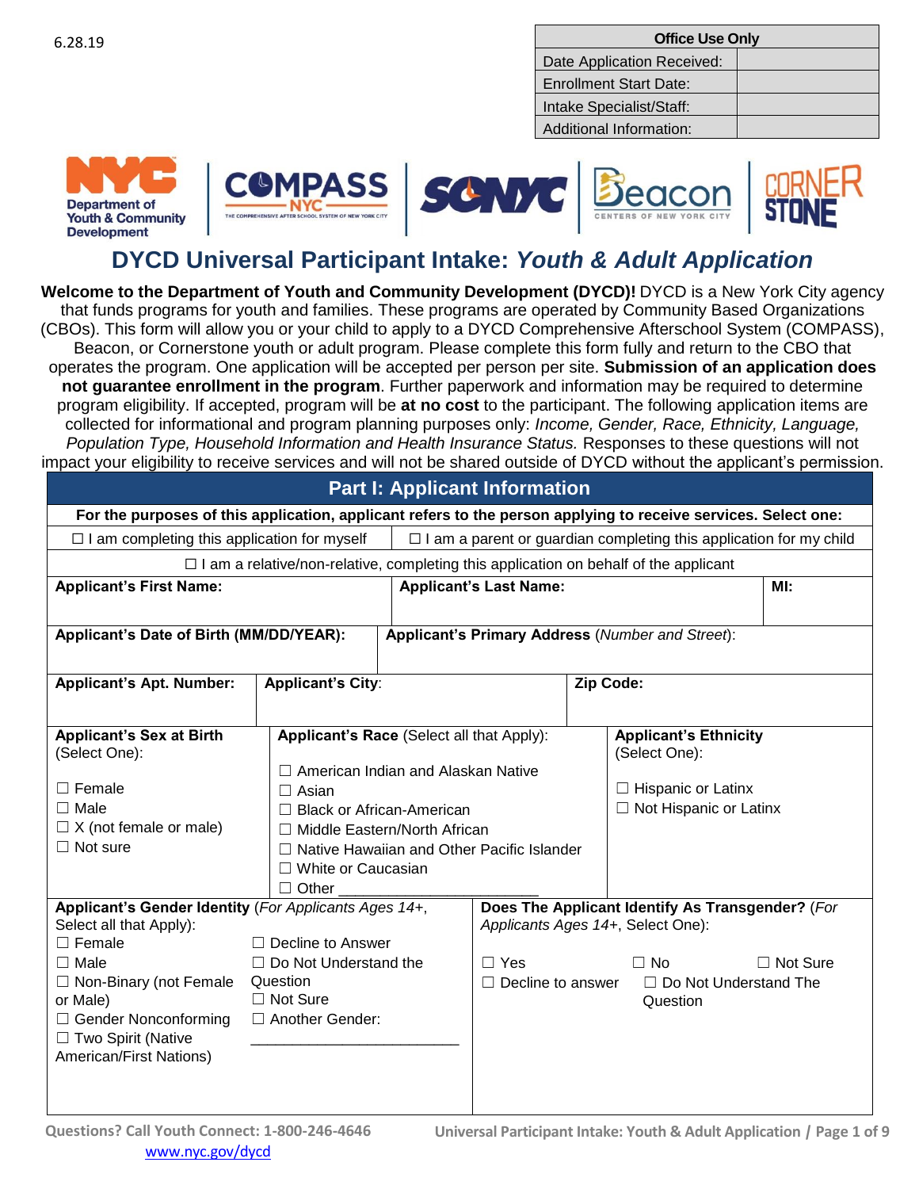6.28.19

| Office Use Only | |
|---|---|
| Date Application Received: | |
| Enrollment Start Date: | |
| Intake Specialist/Staff: | |
| Additional Information: | |

NYC Department of Youth & Community Development | COMPASS NYC | SONYC | Beacon Centers of New York City | Cornerstone

# DYCD Universal Participant Intake: *Youth & Adult Application*

**Welcome to the Department of Youth and Community Development (DYCD)!** DYCD is a New York City agency that funds programs for youth and families. These programs are operated by Community Based Organizations (CBOs). This form will allow you or your child to apply to a DYCD Comprehensive Afterschool System (COMPASS), Beacon, or Cornerstone youth or adult program. Please complete this form fully and return to the CBO that operates the program. One application will be accepted per person per site. **Submission of an application does not guarantee enrollment in the program**. Further paperwork and information may be required to determine program eligibility. If accepted, program will be **at no cost** to the participant. The following application items are collected for informational and program planning purposes only: *Income, Gender, Race, Ethnicity, Language, Population Type, Household Information and Health Insurance Status.* Responses to these questions will not impact your eligibility to receive services and will not be shared outside of DYCD without the applicant's permission.

## Part I: Applicant Information

**For the purposes of this application, applicant refers to the person applying to receive services. Select one:**

☐ I am completing this application for myself

☐ I am a parent or guardian completing this application for my child

☐ I am a relative/non-relative, completing this application on behalf of the applicant

| **Applicant's First Name:** | **Applicant's Last Name:** | **MI:** |
|---|---|---|
| | | |

| **Applicant's Date of Birth (MM/DD/YEAR):** | **Applicant's Primary Address** (*Number and Street*): |
|---|---|
| | |

| **Applicant's Apt. Number:** | **Applicant's City**: | **Zip Code:** |
|---|---|---|
| | | |

**Applicant's Sex at Birth** (Select One):

☐ Female
☐ Male
☐ X (not female or male)
☐ Not sure

**Applicant's Race** (Select all that Apply):

☐ American Indian and Alaskan Native
☐ Asian
☐ Black or African-American
☐ Middle Eastern/North African
☐ Native Hawaiian and Other Pacific Islander
☐ White or Caucasian
☐ Other ______________________

**Applicant's Ethnicity** (Select One):

☐ Hispanic or Latinx
☐ Not Hispanic or Latinx

**Applicant's Gender Identity** (*For Applicants Ages 14+*, Select all that Apply):

☐ Female
☐ Male
☐ Non-Binary (not Female or Male)
☐ Gender Nonconforming
☐ Two Spirit (Native American/First Nations)
☐ Decline to Answer
☐ Do Not Understand the Question
☐ Not Sure
☐ Another Gender: ________________________

**Does The Applicant Identify As Transgender?** (*For Applicants Ages 14+*, Select One):

☐ Yes ☐ No ☐ Not Sure
☐ Decline to answer ☐ Do Not Understand The Question

Questions? Call Youth Connect: 1-800-246-4646
www.nyc.gov/dycd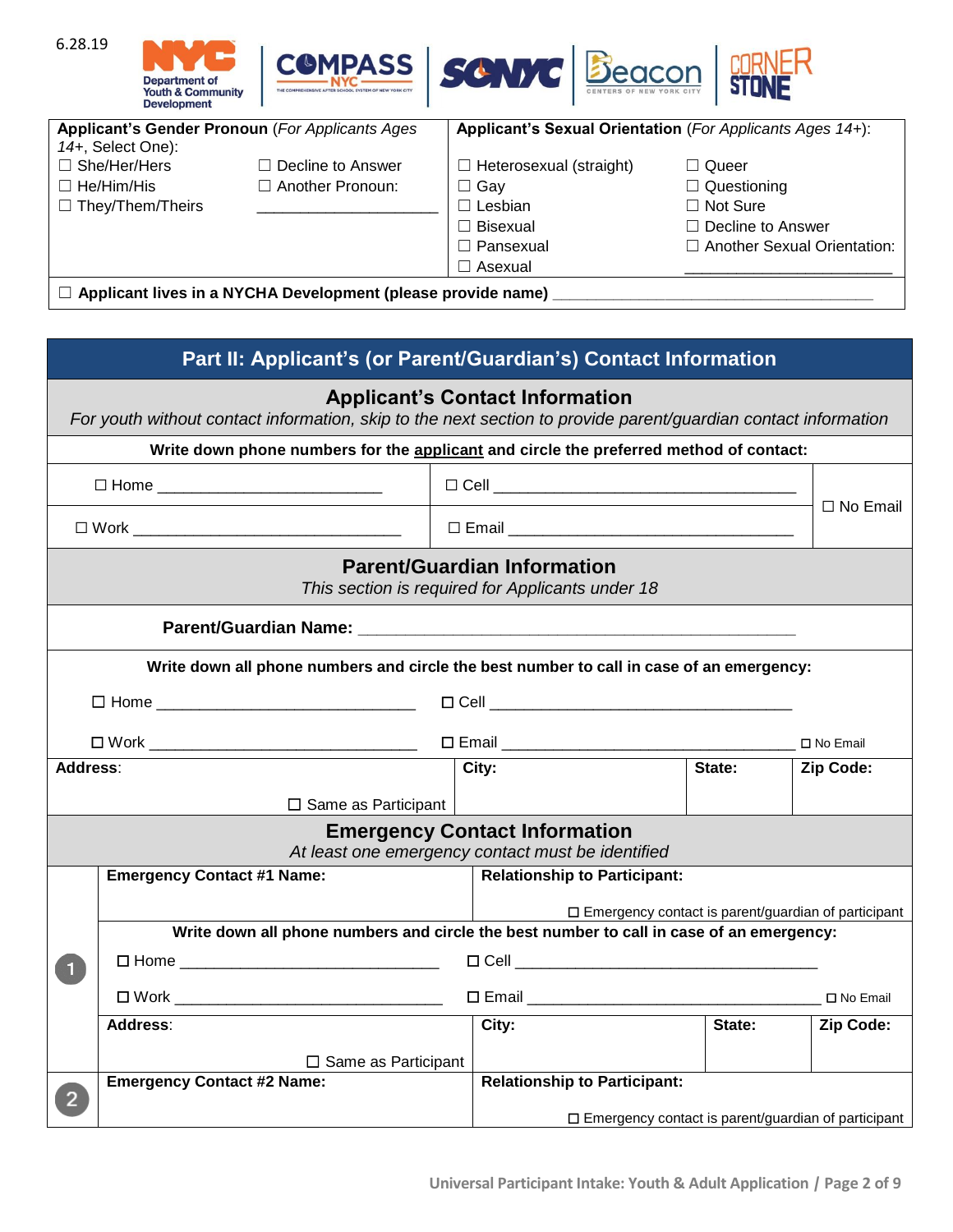6.28.19

NYC Department of Youth & Community Development | COMPASS NYC | SONYC | Beacon | Cornerstone

| Applicant's Gender Pronoun (*For Applicants Ages 14+*, Select One): | Applicant's Sexual Orientation (*For Applicants Ages 14+*): |
|---|---|
| ☐ She/Her/Hers ☐ Decline to Answer<br>☐ He/Him/His ☐ Another Pronoun:<br>☐ They/Them/Theirs ____________________ | ☐ Heterosexual (straight) ☐ Queer<br>☐ Gay ☐ Questioning<br>☐ Lesbian ☐ Not Sure<br>☐ Bisexual ☐ Decline to Answer<br>☐ Pansexual ☐ Another Sexual Orientation:<br>☐ Asexual ______________________ |

☐ **Applicant lives in a NYCHA Development (please provide name)** ____________________________________

## Part II: Applicant's (or Parent/Guardian's) Contact Information

### Applicant's Contact Information

*For youth without contact information, skip to the next section to provide parent/guardian contact information*

**Write down phone numbers for the applicant and circle the preferred method of contact:**

| | | |
|---|---|---|
| ☐ Home ________________________ | ☐ Cell ________________________________ | ☐ No Email |
| ☐ Work ____________________________ | ☐ Email ______________________________ | |

### Parent/Guardian Information

*This section is required for Applicants under 18*

**Parent/Guardian Name:** ______________________________________________

**Write down all phone numbers and circle the best number to call in case of an emergency:**

☐ Home ____________________________ ☐ Cell ________________________________

☐ Work _____________________________ ☐ Email ________________________________ ☐ No Email

| Address: | City: | State: | Zip Code: |
|---|---|---|---|
| ☐ Same as Participant | | | |

### Emergency Contact Information

*At least one emergency contact must be identified*

**1**

| Emergency Contact #1 Name: | Relationship to Participant: |
|---|---|
| | ☐ Emergency contact is parent/guardian of participant |

**Write down all phone numbers and circle the best number to call in case of an emergency:**

☐ Home ____________________________ ☐ Cell ________________________________

☐ Work _____________________________ ☐ Email ________________________________ ☐ No Email

| Address: | City: | State: | Zip Code: |
|---|---|---|---|
| ☐ Same as Participant | | | |

**2**

| Emergency Contact #2 Name: | Relationship to Participant: |
|---|---|
| | ☐ Emergency contact is parent/guardian of participant |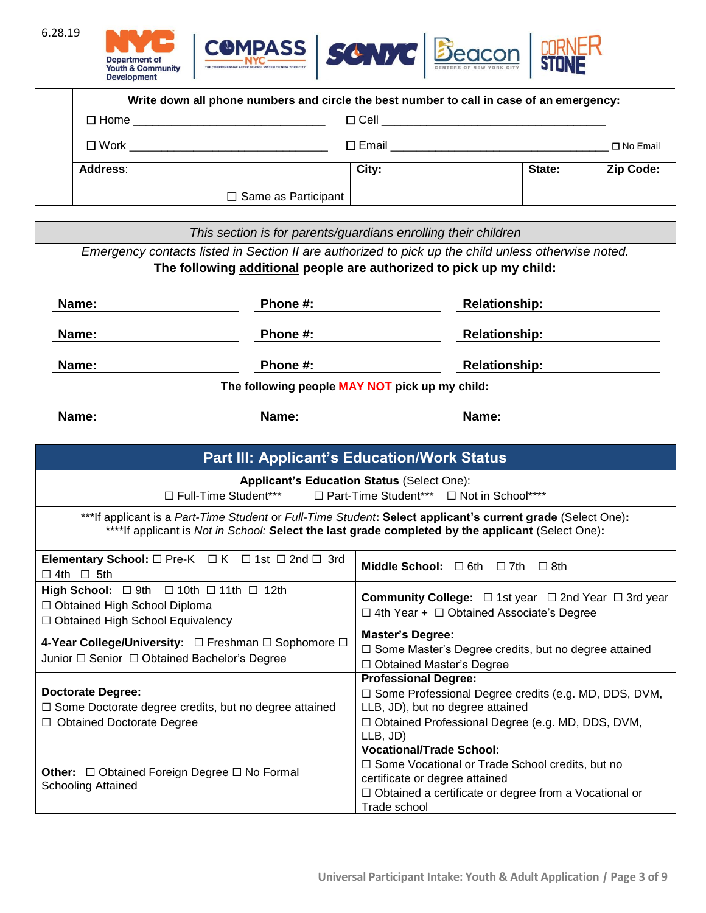6.28.19

NYC Department of Youth & Community Development | COMPASS NYC | SONYC | Beacon | CORNERSTONE

| | |
|---|---|
| | **Write down all phone numbers and circle the best number to call in case of an emergency:** |
| | ☐ Home ______________________________ ☐ Cell ___________________________________ |
| | ☐ Work ______________________________ ☐ Email __________________________________ ☐ No Email |
| | **Address**: ☐ Same as Participant \| **City:** \| **State:** \| **Zip Code:** |

*This section is for parents/guardians enrolling their children*

*Emergency contacts listed in Section II are authorized to pick up the child unless otherwise noted.*

**The following additional people are authorized to pick up my child:**

| | | |
|---|---|---|
| **Name:** | **Phone #:** | **Relationship:** |
| **Name:** | **Phone #:** | **Relationship:** |
| **Name:** | **Phone #:** | **Relationship:** |

**The following people MAY NOT pick up my child:**

| | | |
|---|---|---|
| **Name:** | **Name:** | **Name:** |

## Part III: Applicant's Education/Work Status

**Applicant's Education Status** (Select One):
☐ Full-Time Student*** ☐ Part-Time Student*** ☐ Not in School****

***If applicant is a *Part-Time Student* or *Full-Time Student*: **Select applicant's current grade** (Select One):
****If applicant is *Not in School:* **Select the last grade completed by the applicant** (Select One):

| | |
|---|---|
| **Elementary School:** ☐ Pre-K ☐ K ☐ 1st ☐ 2nd ☐ 3rd ☐ 4th ☐ 5th | **Middle School:** ☐ 6th ☐ 7th ☐ 8th |
| **High School:** ☐ 9th ☐ 10th ☐ 11th ☐ 12th<br>☐ Obtained High School Diploma<br>☐ Obtained High School Equivalency | **Community College:** ☐ 1st year ☐ 2nd Year ☐ 3rd year<br>☐ 4th Year + ☐ Obtained Associate's Degree |
| **4-Year College/University:** ☐ Freshman ☐ Sophomore ☐ Junior ☐ Senior ☐ Obtained Bachelor's Degree | **Master's Degree:**<br>☐ Some Master's Degree credits, but no degree attained<br>☐ Obtained Master's Degree |
| **Doctorate Degree:**<br>☐ Some Doctorate degree credits, but no degree attained<br>☐ Obtained Doctorate Degree | **Professional Degree:**<br>☐ Some Professional Degree credits (e.g. MD, DDS, DVM, LLB, JD), but no degree attained<br>☐ Obtained Professional Degree (e.g. MD, DDS, DVM, LLB, JD) |
| **Other:** ☐ Obtained Foreign Degree ☐ No Formal Schooling Attained | **Vocational/Trade School:**<br>☐ Some Vocational or Trade School credits, but no certificate or degree attained<br>☐ Obtained a certificate or degree from a Vocational or Trade school |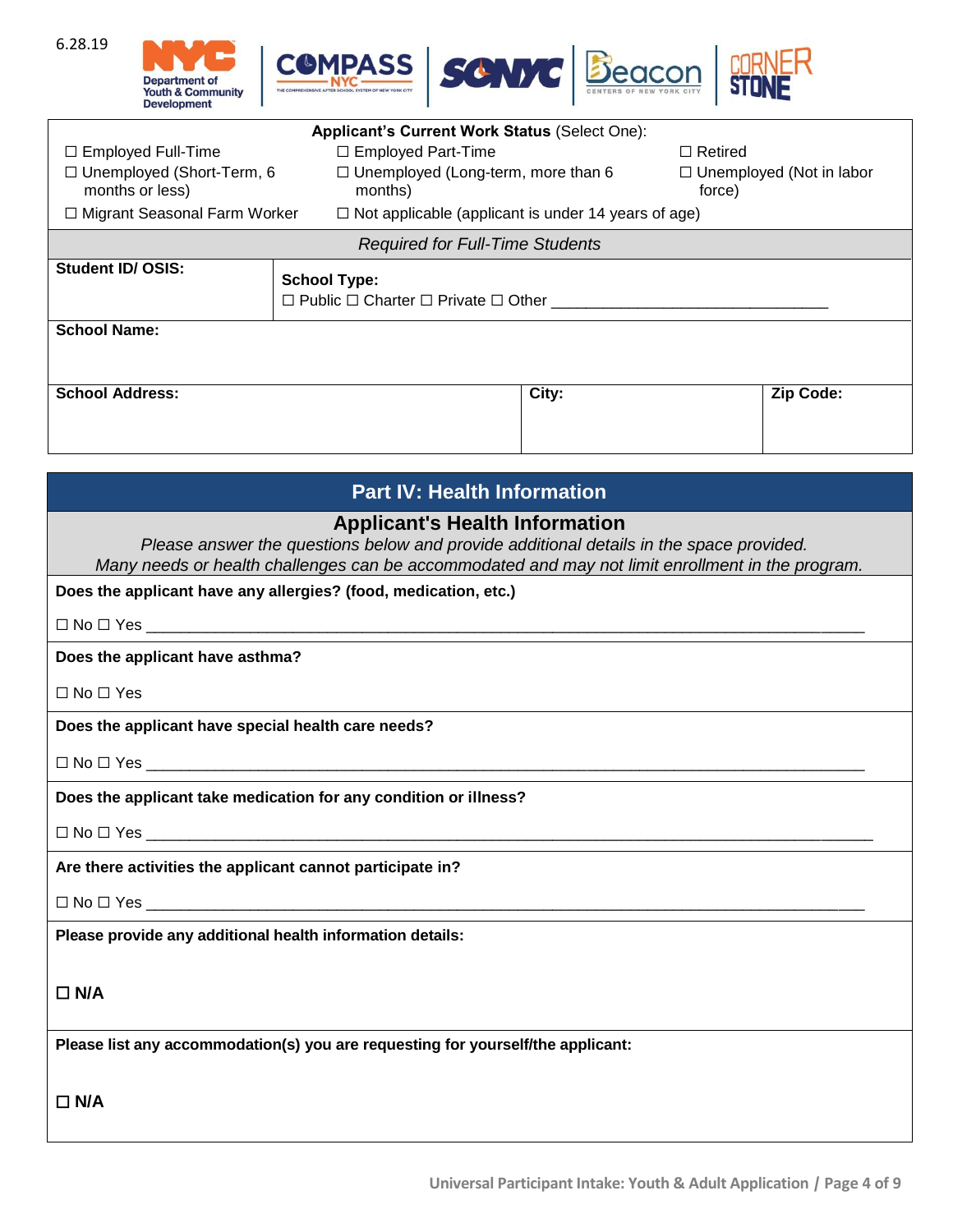**Applicant's Current Work Status** (Select One):

☐ Employed Full-Time ☐ Employed Part-Time ☐ Retired
☐ Unemployed (Short-Term, 6 months or less) ☐ Unemployed (Long-term, more than 6 months) ☐ Unemployed (Not in labor force)
☐ Migrant Seasonal Farm Worker ☐ Not applicable (applicant is under 14 years of age)

*Required for Full-Time Students*

| | | |
|---|---|---|
| **Student ID/ OSIS:** | **School Type:** ☐ Public ☐ Charter ☐ Private ☐ Other ______________________________ | |
| **School Name:** | | |
| **School Address:** | **City:** | **Zip Code:** |

## Part IV: Health Information

### Applicant's Health Information

*Please answer the questions below and provide additional details in the space provided.*
*Many needs or health challenges can be accommodated and may not limit enrollment in the program.*

**Does the applicant have any allergies? (food, medication, etc.)**

☐ No ☐ Yes ________________________________________________________________________________

**Does the applicant have asthma?**

☐ No ☐ Yes

**Does the applicant have special health care needs?**

☐ No ☐ Yes ________________________________________________________________________________

**Does the applicant take medication for any condition or illness?**

☐ No ☐ Yes ________________________________________________________________________________

**Are there activities the applicant cannot participate in?**

☐ No ☐ Yes ________________________________________________________________________________

**Please provide any additional health information details:**

**☐ N/A**

**Please list any accommodation(s) you are requesting for yourself/the applicant:**

**☐ N/A**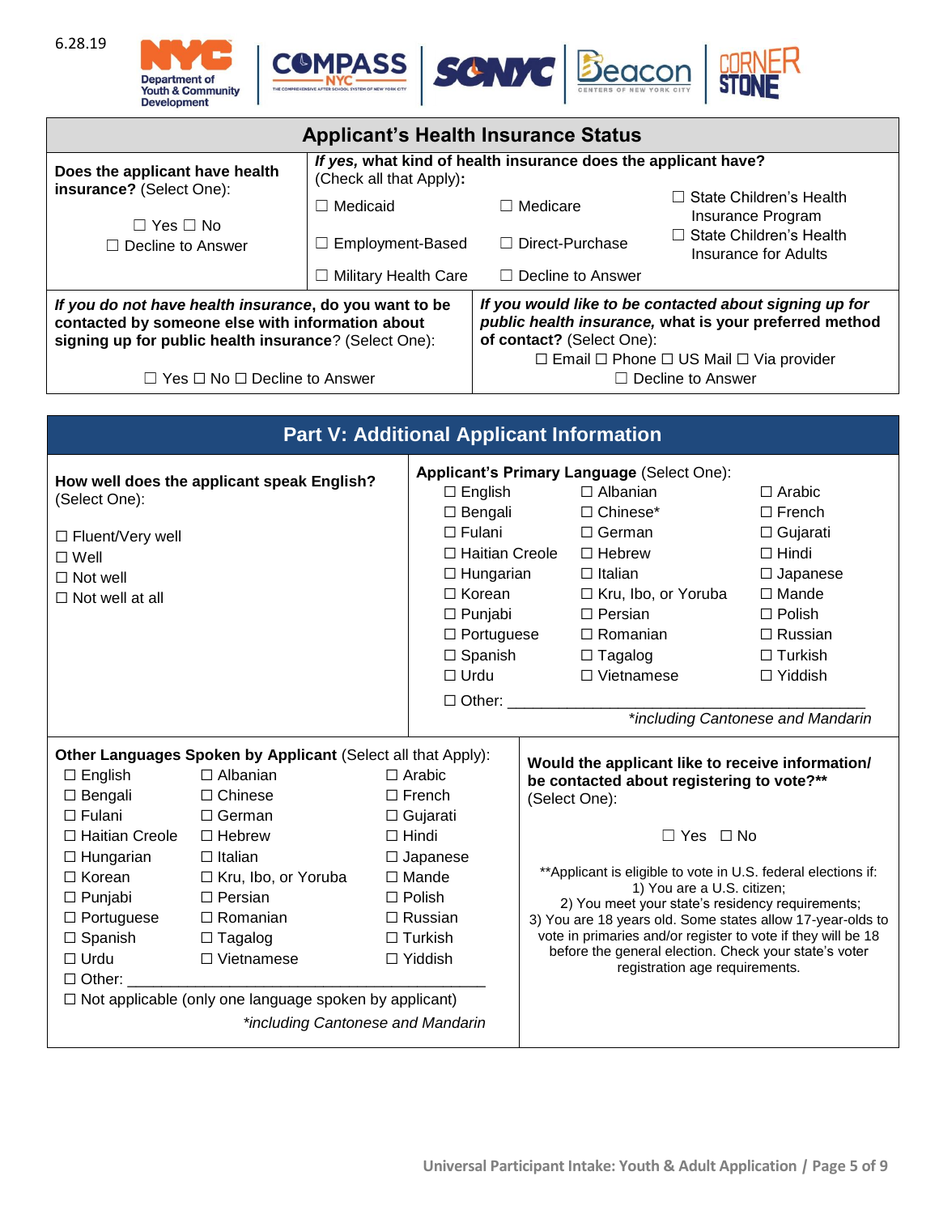6.28.19

Department of Youth & Community Development | COMPASS NYC | SONYC | Beacon | Cornerstone

## Applicant's Health Insurance Status

**Does the applicant have health insurance?** (Select One):

☐ Yes ☐ No
☐ Decline to Answer

***If yes,* what kind of health insurance does the applicant have?** (Check all that Apply)**:**

☐ Medicaid ☐ Medicare ☐ State Children's Health Insurance Program
☐ Employment-Based ☐ Direct-Purchase ☐ State Children's Health Insurance for Adults
☐ Military Health Care ☐ Decline to Answer

***If you do not have health insurance*, do you want to be contacted by someone else with information about signing up for public health insurance?** (Select One):

☐ Yes ☐ No ☐ Decline to Answer

***If you would like to be contacted about signing up for public health insurance,* what is your preferred method of contact?** (Select One):

☐ Email ☐ Phone ☐ US Mail ☐ Via provider
☐ Decline to Answer

## Part V: Additional Applicant Information

**How well does the applicant speak English?** (Select One):

☐ Fluent/Very well
☐ Well
☐ Not well
☐ Not well at all

**Applicant's Primary Language** (Select One):

| | | |
|---|---|---|
| ☐ English | ☐ Albanian | ☐ Arabic |
| ☐ Bengali | ☐ Chinese* | ☐ French |
| ☐ Fulani | ☐ German | ☐ Gujarati |
| ☐ Haitian Creole | ☐ Hebrew | ☐ Hindi |
| ☐ Hungarian | ☐ Italian | ☐ Japanese |
| ☐ Korean | ☐ Kru, Ibo, or Yoruba | ☐ Mande |
| ☐ Punjabi | ☐ Persian | ☐ Polish |
| ☐ Portuguese | ☐ Romanian | ☐ Russian |
| ☐ Spanish | ☐ Tagalog | ☐ Turkish |
| ☐ Urdu | ☐ Vietnamese | ☐ Yiddish |

☐ Other: ___________________________________________

*\*including Cantonese and Mandarin*

**Other Languages Spoken by Applicant** (Select all that Apply):

| | | |
|---|---|---|
| ☐ English | ☐ Albanian | ☐ Arabic |
| ☐ Bengali | ☐ Chinese | ☐ French |
| ☐ Fulani | ☐ German | ☐ Gujarati |
| ☐ Haitian Creole | ☐ Hebrew | ☐ Hindi |
| ☐ Hungarian | ☐ Italian | ☐ Japanese |
| ☐ Korean | ☐ Kru, Ibo, or Yoruba | ☐ Mande |
| ☐ Punjabi | ☐ Persian | ☐ Polish |
| ☐ Portuguese | ☐ Romanian | ☐ Russian |
| ☐ Spanish | ☐ Tagalog | ☐ Turkish |
| ☐ Urdu | ☐ Vietnamese | ☐ Yiddish |

☐ Other: ___________________________________________

☐ Not applicable (only one language spoken by applicant)

*\*including Cantonese and Mandarin*

**Would the applicant like to receive information/ be contacted about registering to vote?\*\*** (Select One):

☐ Yes ☐ No

\*\*Applicant is eligible to vote in U.S. federal elections if:
1) You are a U.S. citizen;
2) You meet your state's residency requirements;
3) You are 18 years old. Some states allow 17-year-olds to vote in primaries and/or register to vote if they will be 18 before the general election. Check your state's voter registration age requirements.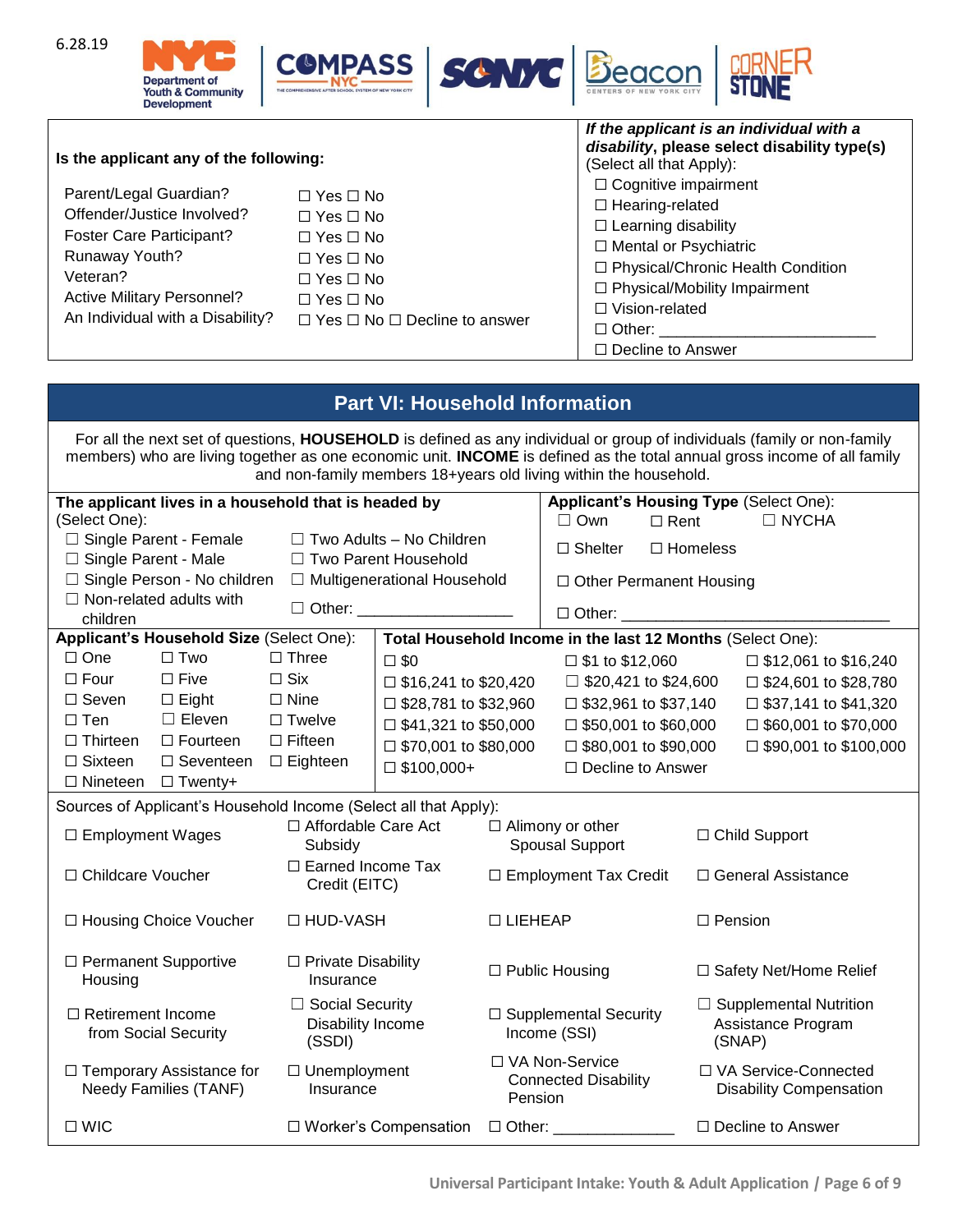6.28.19

Department of Youth & Community Development | COMPASS NYC | SONYC | Beacon | CORNERSTONE

| Is the applicant any of the following: | | *If the applicant is an individual with a disability*, please select disability type(s) (Select all that Apply): |
|---|---|---|
| Parent/Legal Guardian? | ☐ Yes ☐ No | ☐ Cognitive impairment |
| Offender/Justice Involved? | ☐ Yes ☐ No | ☐ Hearing-related |
| Foster Care Participant? | ☐ Yes ☐ No | ☐ Learning disability |
| Runaway Youth? | ☐ Yes ☐ No | ☐ Mental or Psychiatric |
| Veteran? | ☐ Yes ☐ No | ☐ Physical/Chronic Health Condition |
| Active Military Personnel? | ☐ Yes ☐ No | ☐ Physical/Mobility Impairment |
| An Individual with a Disability? | ☐ Yes ☐ No ☐ Decline to answer | ☐ Vision-related |
| | | ☐ Other: ______________________ |
| | | ☐ Decline to Answer |

## Part VI: Household Information

For all the next set of questions, **HOUSEHOLD** is defined as any individual or group of individuals (family or non-family members) who are living together as one economic unit. **INCOME** is defined as the total annual gross income of all family and non-family members 18+years old living within the household.

**The applicant lives in a household that is headed by** (Select One):

| | |
|---|---|
| ☐ Single Parent - Female | ☐ Two Adults – No Children |
| ☐ Single Parent - Male | ☐ Two Parent Household |
| ☐ Single Person - No children | ☐ Multigenerational Household |
| ☐ Non-related adults with children | ☐ Other: ________________ |

**Applicant's Housing Type** (Select One):

| | | |
|---|---|---|
| ☐ Own | ☐ Rent | ☐ NYCHA |
| ☐ Shelter | ☐ Homeless | |
| ☐ Other Permanent Housing | | |
| ☐ Other: ____________________________ | | |

**Applicant's Household Size** (Select One):

| | | |
|---|---|---|
| ☐ One | ☐ Two | ☐ Three |
| ☐ Four | ☐ Five | ☐ Six |
| ☐ Seven | ☐ Eight | ☐ Nine |
| ☐ Ten | ☐ Eleven | ☐ Twelve |
| ☐ Thirteen | ☐ Fourteen | ☐ Fifteen |
| ☐ Sixteen | ☐ Seventeen | ☐ Eighteen |
| ☐ Nineteen | ☐ Twenty+ | |

**Total Household Income in the last 12 Months** (Select One):

| | | |
|---|---|---|
| ☐ $0 | ☐ $1 to $12,060 | ☐ $12,061 to $16,240 |
| ☐ $16,241 to $20,420 | ☐ $20,421 to $24,600 | ☐ $24,601 to $28,780 |
| ☐ $28,781 to $32,960 | ☐ $32,961 to $37,140 | ☐ $37,141 to $41,320 |
| ☐ $41,321 to $50,000 | ☐ $50,001 to $60,000 | ☐ $60,001 to $70,000 |
| ☐ $70,001 to $80,000 | ☐ $80,001 to $90,000 | ☐ $90,001 to $100,000 |
| ☐ $100,000+ | ☐ Decline to Answer | |

Sources of Applicant's Household Income (Select all that Apply):

| | | | |
|---|---|---|---|
| ☐ Employment Wages | ☐ Affordable Care Act Subsidy | ☐ Alimony or other Spousal Support | ☐ Child Support |
| ☐ Childcare Voucher | ☐ Earned Income Tax Credit (EITC) | ☐ Employment Tax Credit | ☐ General Assistance |
| ☐ Housing Choice Voucher | ☐ HUD-VASH | ☐ LIEHEAP | ☐ Pension |
| ☐ Permanent Supportive Housing | ☐ Private Disability Insurance | ☐ Public Housing | ☐ Safety Net/Home Relief |
| ☐ Retirement Income from Social Security | ☐ Social Security Disability Income (SSDI) | ☐ Supplemental Security Income (SSI) | ☐ Supplemental Nutrition Assistance Program (SNAP) |
| ☐ Temporary Assistance for Needy Families (TANF) | ☐ Unemployment Insurance | ☐ VA Non-Service Connected Disability Pension | ☐ VA Service-Connected Disability Compensation |
| ☐ WIC | ☐ Worker's Compensation | ☐ Other: ____________ | ☐ Decline to Answer |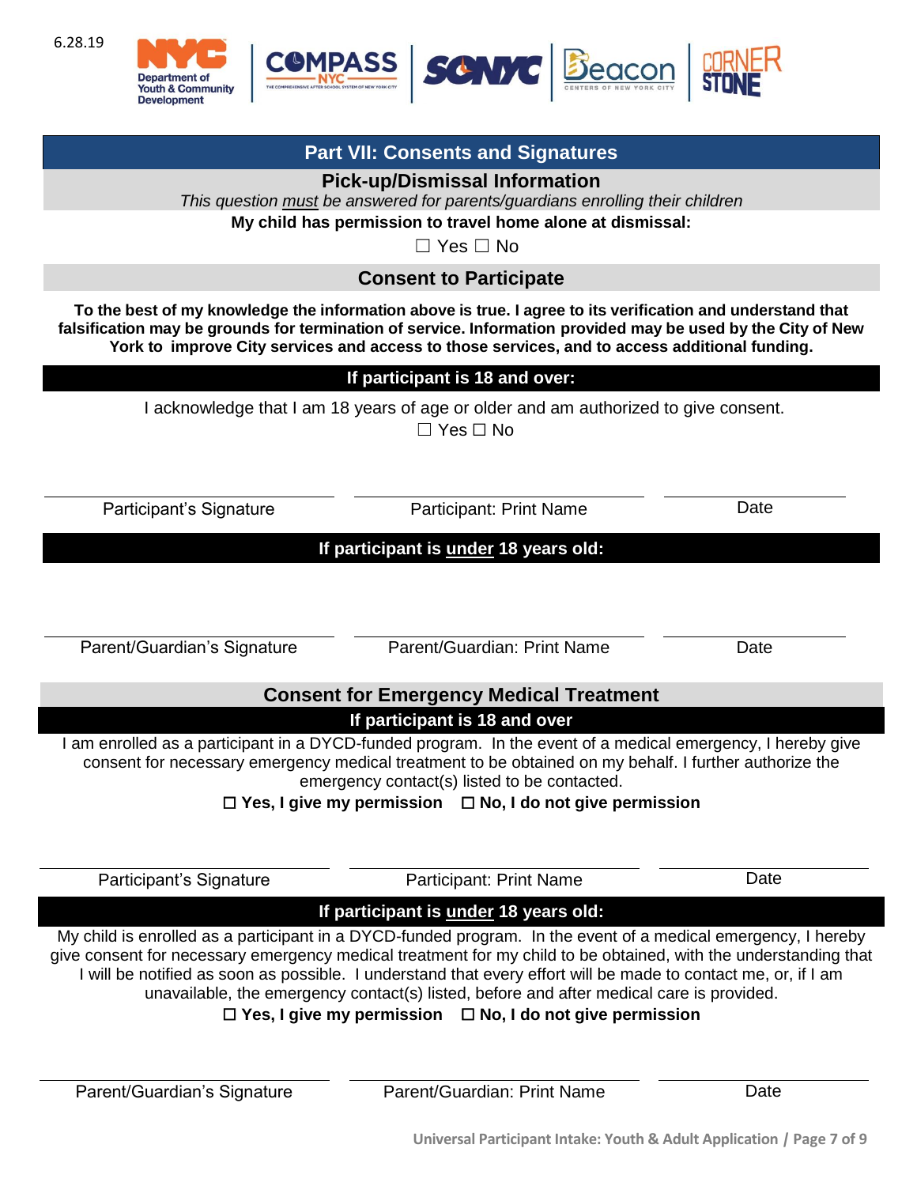6.28.19

NYC Department of Youth & Community Development | COMPASS NYC | SONYC | Beacon | CORNERSTONE

## Part VII: Consents and Signatures

### Pick-up/Dismissal Information

*This question must be answered for parents/guardians enrolling their children*

**My child has permission to travel home alone at dismissal:**

☐ Yes ☐ No

### Consent to Participate

**To the best of my knowledge the information above is true. I agree to its verification and understand that falsification may be grounds for termination of service. Information provided may be used by the City of New York to improve City services and access to those services, and to access additional funding.**

**If participant is 18 and over:**

I acknowledge that I am 18 years of age or older and am authorized to give consent.

☐ Yes ☐ No

| Participant's Signature | Participant: Print Name | Date |
|---|---|---|

**If participant is under 18 years old:**

| Parent/Guardian's Signature | Parent/Guardian: Print Name | Date |
|---|---|---|

### Consent for Emergency Medical Treatment

**If participant is 18 and over**

I am enrolled as a participant in a DYCD-funded program. In the event of a medical emergency, I hereby give consent for necessary emergency medical treatment to be obtained on my behalf. I further authorize the emergency contact(s) listed to be contacted.

☐ **Yes, I give my permission** ☐ **No, I do not give permission**

| Participant's Signature | Participant: Print Name | Date |
|---|---|---|

**If participant is under 18 years old:**

My child is enrolled as a participant in a DYCD-funded program. In the event of a medical emergency, I hereby give consent for necessary emergency medical treatment for my child to be obtained, with the understanding that I will be notified as soon as possible. I understand that every effort will be made to contact me, or, if I am unavailable, the emergency contact(s) listed, before and after medical care is provided.

☐ **Yes, I give my permission** ☐ **No, I do not give permission**

| Parent/Guardian's Signature | Parent/Guardian: Print Name | Date |
|---|---|---|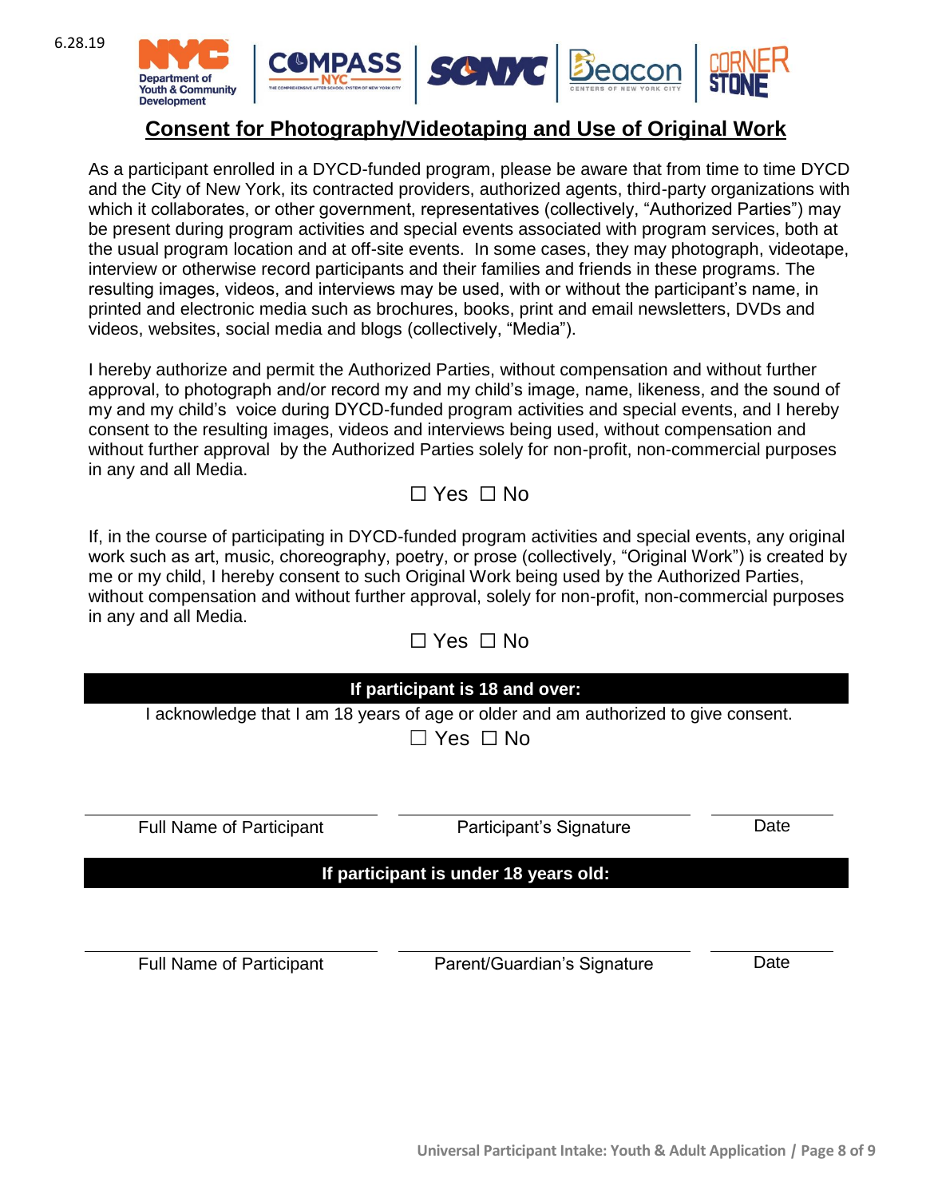6.28.19

## Consent for Photography/Videotaping and Use of Original Work

As a participant enrolled in a DYCD-funded program, please be aware that from time to time DYCD and the City of New York, its contracted providers, authorized agents, third-party organizations with which it collaborates, or other government, representatives (collectively, "Authorized Parties") may be present during program activities and special events associated with program services, both at the usual program location and at off-site events. In some cases, they may photograph, videotape, interview or otherwise record participants and their families and friends in these programs. The resulting images, videos, and interviews may be used, with or without the participant's name, in printed and electronic media such as brochures, books, print and email newsletters, DVDs and videos, websites, social media and blogs (collectively, "Media").

I hereby authorize and permit the Authorized Parties, without compensation and without further approval, to photograph and/or record my and my child's image, name, likeness, and the sound of my and my child's voice during DYCD-funded program activities and special events, and I hereby consent to the resulting images, videos and interviews being used, without compensation and without further approval by the Authorized Parties solely for non-profit, non-commercial purposes in any and all Media.

☐ Yes ☐ No

If, in the course of participating in DYCD-funded program activities and special events, any original work such as art, music, choreography, poetry, or prose (collectively, "Original Work") is created by me or my child, I hereby consent to such Original Work being used by the Authorized Parties, without compensation and without further approval, solely for non-profit, non-commercial purposes in any and all Media.

☐ Yes ☐ No

**If participant is 18 and over:**

I acknowledge that I am 18 years of age or older and am authorized to give consent.

☐ Yes ☐ No

| Full Name of Participant | Participant's Signature | Date |
|---|---|---|
| | | |

**If participant is under 18 years old:**

| Full Name of Participant | Parent/Guardian's Signature | Date |
|---|---|---|
| | | |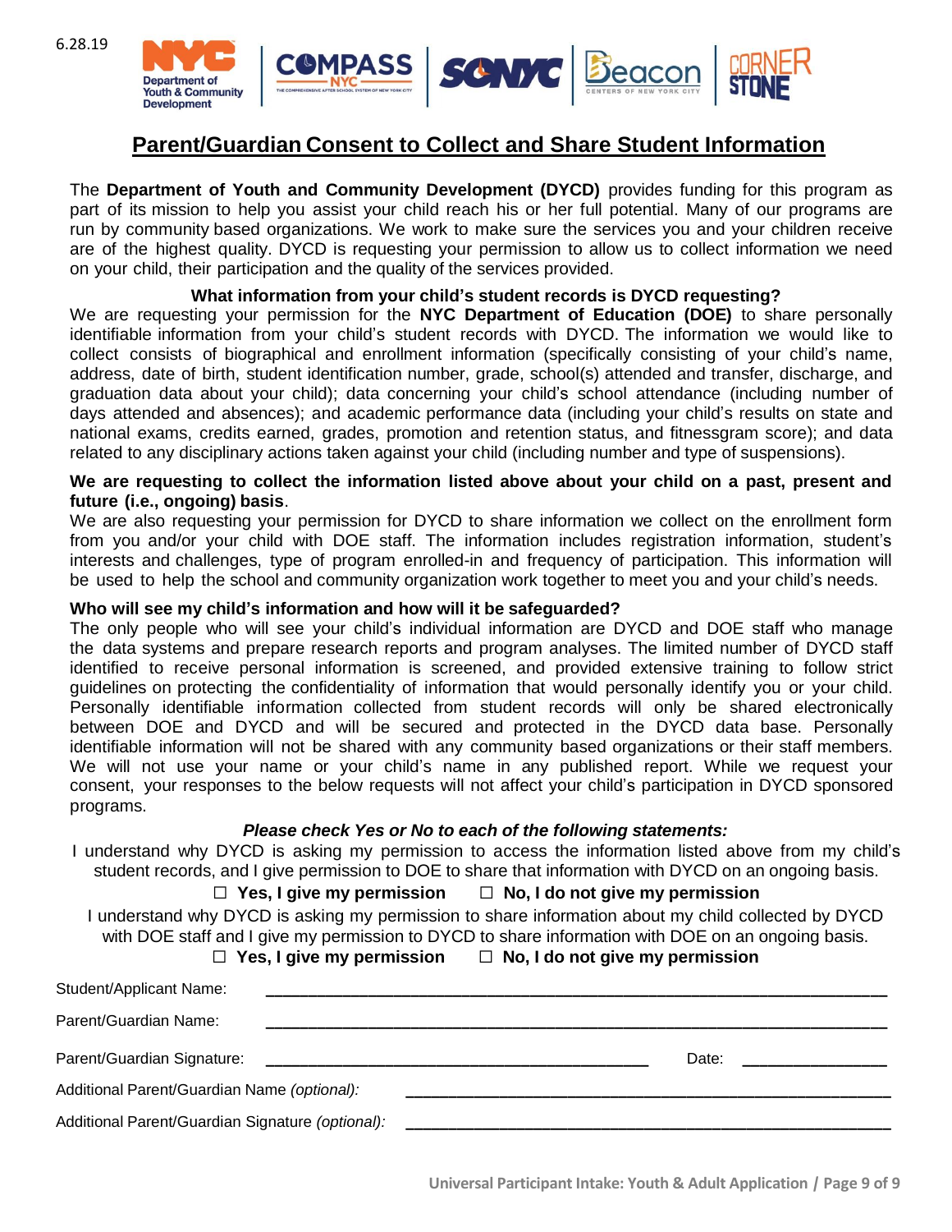6.28.19

## Parent/Guardian Consent to Collect and Share Student Information

The **Department of Youth and Community Development (DYCD)** provides funding for this program as part of its mission to help you assist your child reach his or her full potential. Many of our programs are run by community based organizations. We work to make sure the services you and your children receive are of the highest quality. DYCD is requesting your permission to allow us to collect information we need on your child, their participation and the quality of the services provided.

**What information from your child's student records is DYCD requesting?**

We are requesting your permission for the **NYC Department of Education (DOE)** to share personally identifiable information from your child's student records with DYCD. The information we would like to collect consists of biographical and enrollment information (specifically consisting of your child's name, address, date of birth, student identification number, grade, school(s) attended and transfer, discharge, and graduation data about your child); data concerning your child's school attendance (including number of days attended and absences); and academic performance data (including your child's results on state and national exams, credits earned, grades, promotion and retention status, and fitnessgram score); and data related to any disciplinary actions taken against your child (including number and type of suspensions).

**We are requesting to collect the information listed above about your child on a past, present and future (i.e., ongoing) basis**.

We are also requesting your permission for DYCD to share information we collect on the enrollment form from you and/or your child with DOE staff. The information includes registration information, student's interests and challenges, type of program enrolled-in and frequency of participation. This information will be used to help the school and community organization work together to meet you and your child's needs.

**Who will see my child's information and how will it be safeguarded?**

The only people who will see your child's individual information are DYCD and DOE staff who manage the data systems and prepare research reports and program analyses. The limited number of DYCD staff identified to receive personal information is screened, and provided extensive training to follow strict guidelines on protecting the confidentiality of information that would personally identify you or your child. Personally identifiable information collected from student records will only be shared electronically between DOE and DYCD and will be secured and protected in the DYCD data base. Personally identifiable information will not be shared with any community based organizations or their staff members. We will not use your name or your child's name in any published report. While we request your consent, your responses to the below requests will not affect your child's participation in DYCD sponsored programs.

***Please check Yes or No to each of the following statements:***

I understand why DYCD is asking my permission to access the information listed above from my child's student records, and I give permission to DOE to share that information with DYCD on an ongoing basis.

☐ **Yes, I give my permission** ☐ **No, I do not give my permission**

I understand why DYCD is asking my permission to share information about my child collected by DYCD with DOE staff and I give my permission to DYCD to share information with DOE on an ongoing basis.

☐ **Yes, I give my permission** ☐ **No, I do not give my permission**

Student/Applicant Name: ______________________________

Parent/Guardian Name: ______________________________

Parent/Guardian Signature: ______________________________ Date: ______________

Additional Parent/Guardian Name *(optional):* ______________________________

Additional Parent/Guardian Signature *(optional):* ______________________________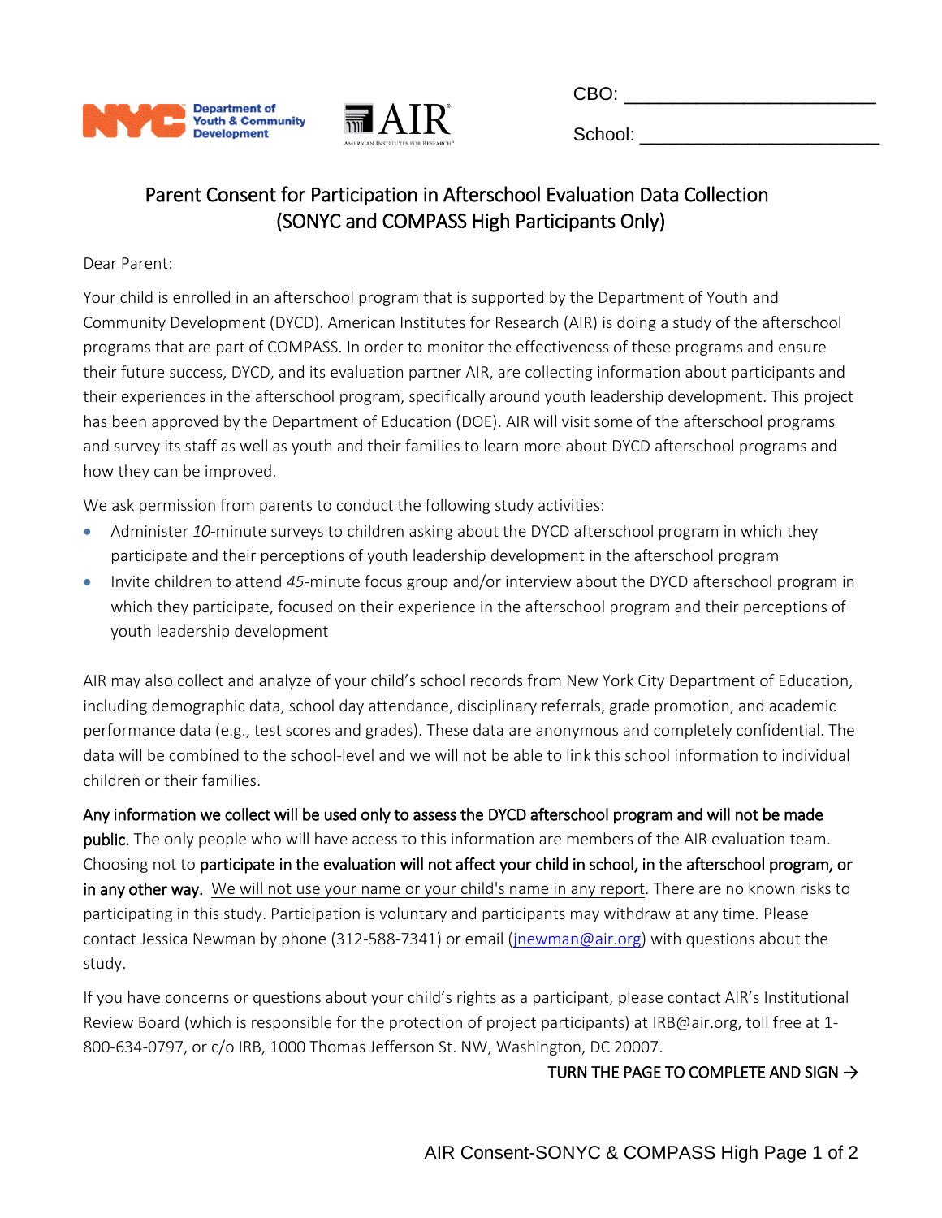CBO: ______________________

School: ______________________

# Parent Consent for Participation in Afterschool Evaluation Data Collection (SONYC and COMPASS High Participants Only)

Dear Parent:

Your child is enrolled in an afterschool program that is supported by the Department of Youth and Community Development (DYCD). American Institutes for Research (AIR) is doing a study of the afterschool programs that are part of COMPASS. In order to monitor the effectiveness of these programs and ensure their future success, DYCD, and its evaluation partner AIR, are collecting information about participants and their experiences in the afterschool program, specifically around youth leadership development. This project has been approved by the Department of Education (DOE). AIR will visit some of the afterschool programs and survey its staff as well as youth and their families to learn more about DYCD afterschool programs and how they can be improved.

We ask permission from parents to conduct the following study activities:

- Administer *10*-minute surveys to children asking about the DYCD afterschool program in which they participate and their perceptions of youth leadership development in the afterschool program
- Invite children to attend *45*-minute focus group and/or interview about the DYCD afterschool program in which they participate, focused on their experience in the afterschool program and their perceptions of youth leadership development

AIR may also collect and analyze of your child's school records from New York City Department of Education, including demographic data, school day attendance, disciplinary referrals, grade promotion, and academic performance data (e.g., test scores and grades). These data are anonymous and completely confidential. The data will be combined to the school-level and we will not be able to link this school information to individual children or their families.

**Any information we collect will be used only to assess the DYCD afterschool program and will not be made public.** The only people who will have access to this information are members of the AIR evaluation team. Choosing not to **participate in the evaluation will not affect your child in school, in the afterschool program, or in any other way.** We will not use your name or your child's name in any report. There are no known risks to participating in this study. Participation is voluntary and participants may withdraw at any time. Please contact Jessica Newman by phone (312-588-7341) or email (jnewman@air.org) with questions about the study.

If you have concerns or questions about your child's rights as a participant, please contact AIR's Institutional Review Board (which is responsible for the protection of project participants) at IRB@air.org, toll free at 1-800-634-0797, or c/o IRB, 1000 Thomas Jefferson St. NW, Washington, DC 20007.

TURN THE PAGE TO COMPLETE AND SIGN →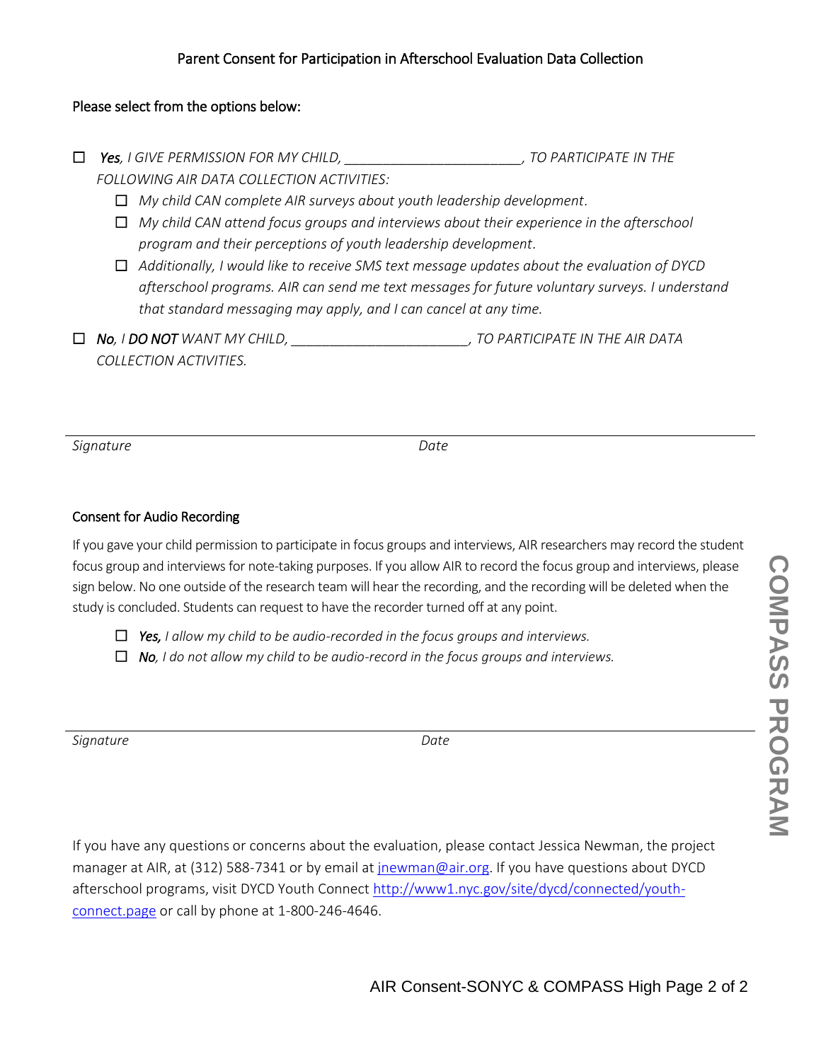## Parent Consent for Participation in Afterschool Evaluation Data Collection

Please select from the options below:

- ☐ ***Yes***, *I GIVE PERMISSION FOR MY CHILD, ________________________, TO PARTICIPATE IN THE FOLLOWING AIR DATA COLLECTION ACTIVITIES:*
  - ☐ *My child CAN complete AIR surveys about youth leadership development.*
  - ☐ *My child CAN attend focus groups and interviews about their experience in the afterschool program and their perceptions of youth leadership development.*
  - ☐ *Additionally, I would like to receive SMS text message updates about the evaluation of DYCD afterschool programs. AIR can send me text messages for future voluntary surveys. I understand that standard messaging may apply, and I can cancel at any time.*
- ☐ ***No***, *I* ***DO NOT*** *WANT MY CHILD, ________________________, TO PARTICIPATE IN THE AIR DATA COLLECTION ACTIVITIES.*

_____________________________________________________________

*Signature* *Date*

### Consent for Audio Recording

If you gave your child permission to participate in focus groups and interviews, AIR researchers may record the student focus group and interviews for note-taking purposes. If you allow AIR to record the focus group and interviews, please sign below. No one outside of the research team will hear the recording, and the recording will be deleted when the study is concluded. Students can request to have the recorder turned off at any point.

- ☐ ***Yes,*** *I allow my child to be audio-recorded in the focus groups and interviews.*
- ☐ ***No***, *I do not allow my child to be audio-record in the focus groups and interviews.*

_____________________________________________________________

*Signature* *Date*

If you have any questions or concerns about the evaluation, please contact Jessica Newman, the project manager at AIR, at (312) 588-7341 or by email at jnewman@air.org. If you have questions about DYCD afterschool programs, visit DYCD Youth Connect http://www1.nyc.gov/site/dycd/connected/youth-connect.page or call by phone at 1-800-246-4646.

COMPASS PROGRAM